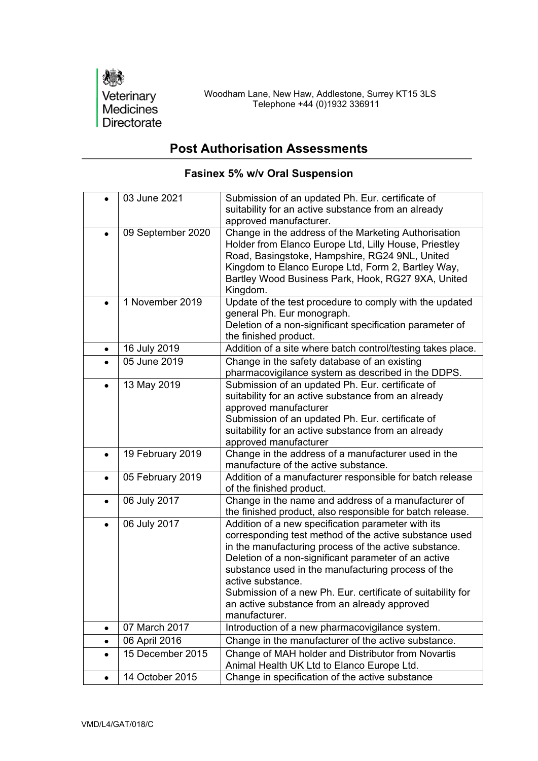Veterinary Medicines Directorate

Woodham Lane, New Haw, Addlestone, Surrey KT15 3LS
Telephone +44 (0)1932 336911

# Post Authorisation Assessments

## Fasinex 5% w/v Oral Suspension

| | | |
|---|---|---|
| • | 03 June 2021 | Submission of an updated Ph. Eur. certificate of suitability for an active substance from an already approved manufacturer. |
| • | 09 September 2020 | Change in the address of the Marketing Authorisation Holder from Elanco Europe Ltd, Lilly House, Priestley Road, Basingstoke, Hampshire, RG24 9NL, United Kingdom to Elanco Europe Ltd, Form 2, Bartley Way, Bartley Wood Business Park, Hook, RG27 9XA, United Kingdom. |
| • | 1 November 2019 | Update of the test procedure to comply with the updated general Ph. Eur monograph.<br>Deletion of a non-significant specification parameter of the finished product. |
| • | 16 July 2019 | Addition of a site where batch control/testing takes place. |
| • | 05 June 2019 | Change in the safety database of an existing pharmacovigilance system as described in the DDPS. |
| • | 13 May 2019 | Submission of an updated Ph. Eur. certificate of suitability for an active substance from an already approved manufacturer<br>Submission of an updated Ph. Eur. certificate of suitability for an active substance from an already approved manufacturer |
| • | 19 February 2019 | Change in the address of a manufacturer used in the manufacture of the active substance. |
| • | 05 February 2019 | Addition of a manufacturer responsible for batch release of the finished product. |
| • | 06 July 2017 | Change in the name and address of a manufacturer of the finished product, also responsible for batch release. |
| • | 06 July 2017 | Addition of a new specification parameter with its corresponding test method of the active substance used in the manufacturing process of the active substance.<br>Deletion of a non-significant parameter of an active substance used in the manufacturing process of the active substance.<br>Submission of a new Ph. Eur. certificate of suitability for an active substance from an already approved manufacturer. |
| • | 07 March 2017 | Introduction of a new pharmacovigilance system. |
| • | 06 April 2016 | Change in the manufacturer of the active substance. |
| • | 15 December 2015 | Change of MAH holder and Distributor from Novartis Animal Health UK Ltd to Elanco Europe Ltd. |
| • | 14 October 2015 | Change in specification of the active substance |

VMD/L4/GAT/018/C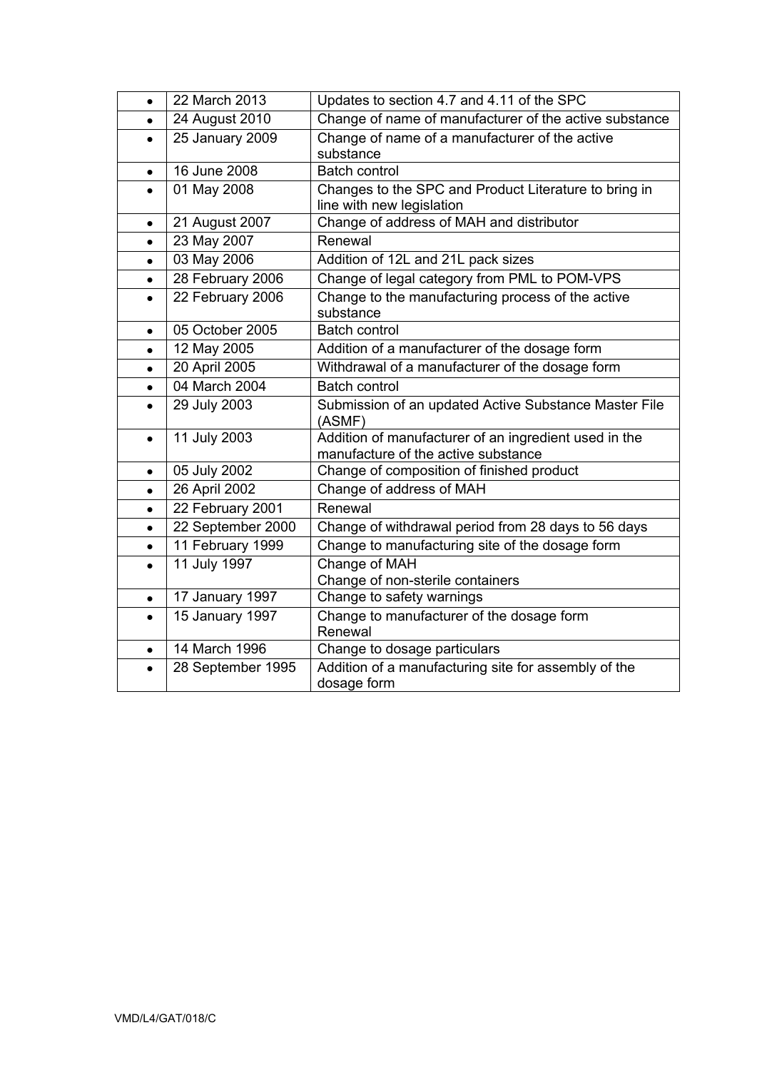| | | |
|---|---|---|
| • | 22 March 2013 | Updates to section 4.7 and 4.11 of the SPC |
| • | 24 August 2010 | Change of name of manufacturer of the active substance |
| • | 25 January 2009 | Change of name of a manufacturer of the active substance |
| • | 16 June 2008 | Batch control |
| • | 01 May 2008 | Changes to the SPC and Product Literature to bring in line with new legislation |
| • | 21 August 2007 | Change of address of MAH and distributor |
| • | 23 May 2007 | Renewal |
| • | 03 May 2006 | Addition of 12L and 21L pack sizes |
| • | 28 February 2006 | Change of legal category from PML to POM-VPS |
| • | 22 February 2006 | Change to the manufacturing process of the active substance |
| • | 05 October 2005 | Batch control |
| • | 12 May 2005 | Addition of a manufacturer of the dosage form |
| • | 20 April 2005 | Withdrawal of a manufacturer of the dosage form |
| • | 04 March 2004 | Batch control |
| • | 29 July 2003 | Submission of an updated Active Substance Master File (ASMF) |
| • | 11 July 2003 | Addition of manufacturer of an ingredient used in the manufacture of the active substance |
| • | 05 July 2002 | Change of composition of finished product |
| • | 26 April 2002 | Change of address of MAH |
| • | 22 February 2001 | Renewal |
| • | 22 September 2000 | Change of withdrawal period from 28 days to 56 days |
| • | 11 February 1999 | Change to manufacturing site of the dosage form |
| • | 11 July 1997 | Change of MAH<br>Change of non-sterile containers |
| • | 17 January 1997 | Change to safety warnings |
| • | 15 January 1997 | Change to manufacturer of the dosage form<br>Renewal |
| • | 14 March 1996 | Change to dosage particulars |
| • | 28 September 1995 | Addition of a manufacturing site for assembly of the dosage form |

VMD/L4/GAT/018/C